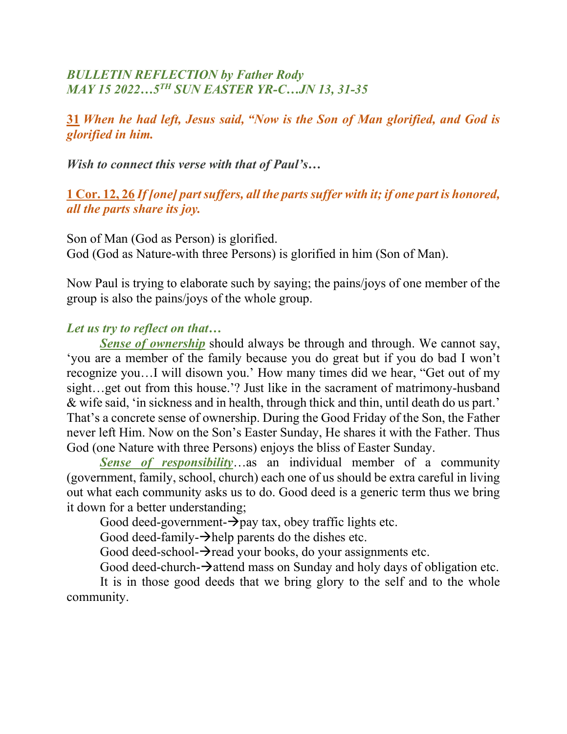***BULLETIN REFLECTION by Father Rody***
***MAY 15 2022…5TH SUN EASTER YR-C….JN 13, 31-35***

**31** ***When he had left, Jesus said, "Now is the Son of Man glorified, and God is glorified in him.***

***Wish to connect this verse with that of Paul's…***

**1 Cor. 12, 26** ***If [one] part suffers, all the parts suffer with it; if one part is honored, all the parts share its joy.***

Son of Man (God as Person) is glorified.
God (God as Nature-with three Persons) is glorified in him (Son of Man).

Now Paul is trying to elaborate such by saying; the pains/joys of one member of the group is also the pains/joys of the whole group.

***Let us try to reflect on that…***

***Sense of ownership*** should always be through and through. We cannot say, 'you are a member of the family because you do great but if you do bad I won't recognize you…I will disown you.' How many times did we hear, "Get out of my sight…get out from this house.'? Just like in the sacrament of matrimony-husband & wife said, 'in sickness and in health, through thick and thin, until death do us part.' That's a concrete sense of ownership. During the Good Friday of the Son, the Father never left Him. Now on the Son's Easter Sunday, He shares it with the Father. Thus God (one Nature with three Persons) enjoys the bliss of Easter Sunday.

***Sense of responsibility***…as an individual member of a community (government, family, school, church) each one of us should be extra careful in living out what each community asks us to do. Good deed is a generic term thus we bring it down for a better understanding;

Good deed-government-→pay tax, obey traffic lights etc.
Good deed-family-→help parents do the dishes etc.
Good deed-school-→read your books, do your assignments etc.
Good deed-church-→attend mass on Sunday and holy days of obligation etc.

It is in those good deeds that we bring glory to the self and to the whole community.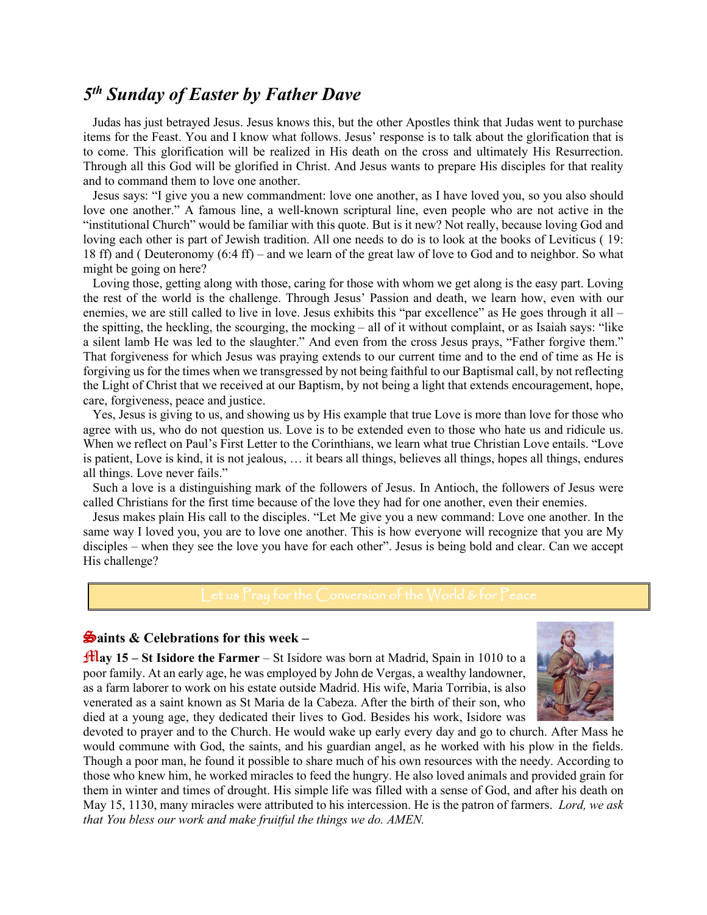## *5th Sunday of Easter by Father Dave*

Judas has just betrayed Jesus. Jesus knows this, but the other Apostles think that Judas went to purchase items for the Feast. You and I know what follows. Jesus' response is to talk about the glorification that is to come. This glorification will be realized in His death on the cross and ultimately His Resurrection. Through all this God will be glorified in Christ. And Jesus wants to prepare His disciples for that reality and to command them to love one another.

Jesus says: "I give you a new commandment: love one another, as I have loved you, so you also should love one another." A famous line, a well-known scriptural line, even people who are not active in the "institutional Church" would be familiar with this quote. But is it new? Not really, because loving God and loving each other is part of Jewish tradition. All one needs to do is to look at the books of Leviticus ( 19: 18 ff) and ( Deuteronomy (6:4 ff) – and we learn of the great law of love to God and to neighbor. So what might be going on here?

Loving those, getting along with those, caring for those with whom we get along is the easy part. Loving the rest of the world is the challenge. Through Jesus' Passion and death, we learn how, even with our enemies, we are still called to live in love. Jesus exhibits this "par excellence" as He goes through it all – the spitting, the heckling, the scourging, the mocking – all of it without complaint, or as Isaiah says: "like a silent lamb He was led to the slaughter." And even from the cross Jesus prays, "Father forgive them." That forgiveness for which Jesus was praying extends to our current time and to the end of time as He is forgiving us for the times when we transgressed by not being faithful to our Baptismal call, by not reflecting the Light of Christ that we received at our Baptism, by not being a light that extends encouragement, hope, care, forgiveness, peace and justice.

Yes, Jesus is giving to us, and showing us by His example that true Love is more than love for those who agree with us, who do not question us. Love is to be extended even to those who hate us and ridicule us. When we reflect on Paul's First Letter to the Corinthians, we learn what true Christian Love entails. "Love is patient, Love is kind, it is not jealous, … it bears all things, believes all things, hopes all things, endures all things. Love never fails."

Such a love is a distinguishing mark of the followers of Jesus. In Antioch, the followers of Jesus were called Christians for the first time because of the love they had for one another, even their enemies.

Jesus makes plain His call to the disciples. "Let Me give you a new command: Love one another. In the same way I loved you, you are to love one another. This is how everyone will recognize that you are My disciples – when they see the love you have for each other". Jesus is being bold and clear. Can we accept His challenge?

Let us Pray for the Conversion of the World & for Peace

### Saints & Celebrations for this week –

**May 15 – St Isidore the Farmer** – St Isidore was born at Madrid, Spain in 1010 to a poor family. At an early age, he was employed by John de Vergas, a wealthy landowner, as a farm laborer to work on his estate outside Madrid. His wife, Maria Torribia, is also venerated as a saint known as St Maria de la Cabeza. After the birth of their son, who died at a young age, they dedicated their lives to God. Besides his work, Isidore was devoted to prayer and to the Church. He would wake up early every day and go to church. After Mass he would commune with God, the saints, and his guardian angel, as he worked with his plow in the fields. Though a poor man, he found it possible to share much of his own resources with the needy. According to those who knew him, he worked miracles to feed the hungry. He also loved animals and provided grain for them in winter and times of drought. His simple life was filled with a sense of God, and after his death on May 15, 1130, many miracles were attributed to his intercession. He is the patron of farmers. *Lord, we ask that You bless our work and make fruitful the things we do. AMEN.*